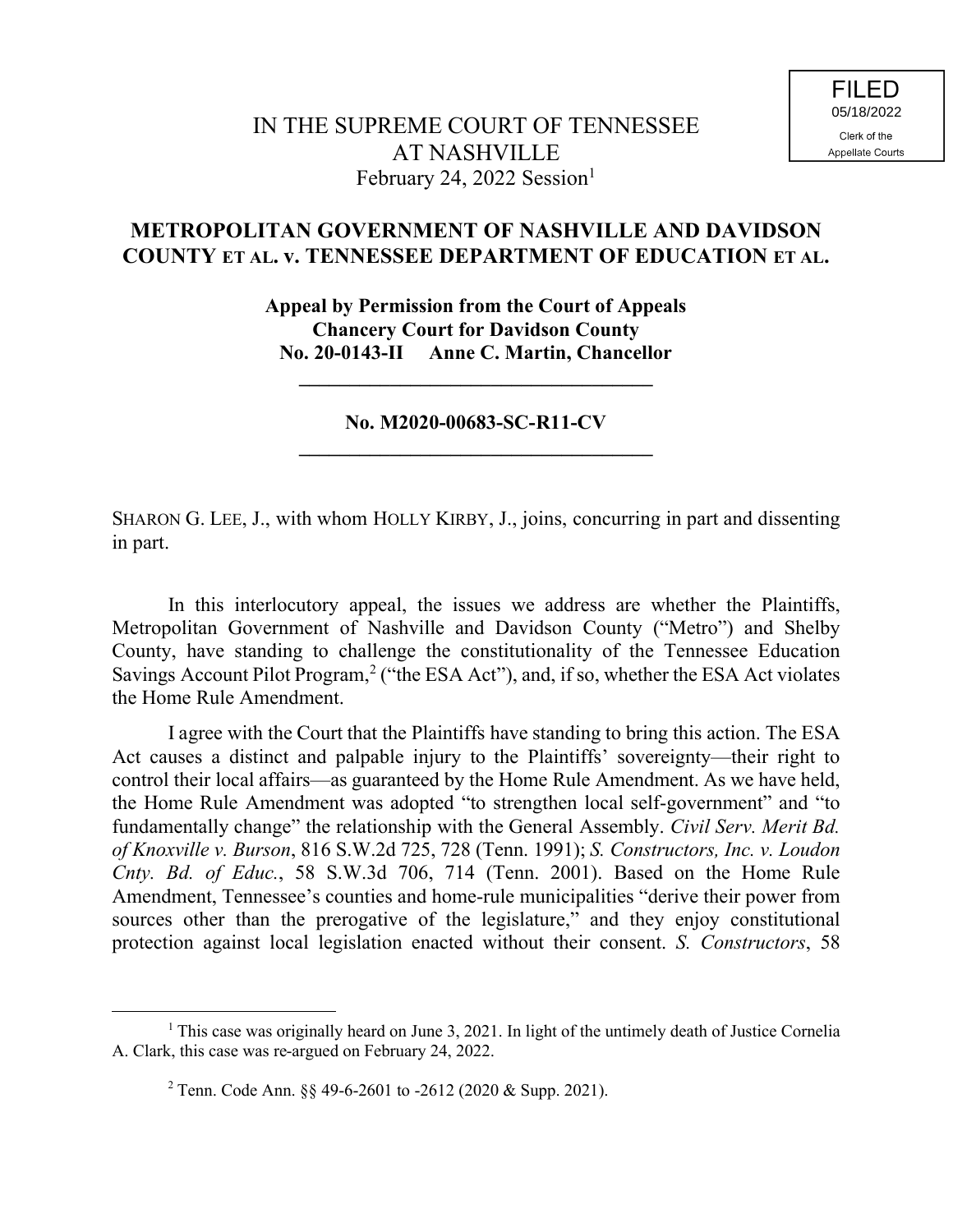FILED
05/18/2022
Clerk of the
Appellate Courts

IN THE SUPREME COURT OF TENNESSEE
AT NASHVILLE
February 24, 2022 Session[1]

**METROPOLITAN GOVERNMENT OF NASHVILLE AND DAVIDSON COUNTY ET AL. v. TENNESSEE DEPARTMENT OF EDUCATION ET AL.**

**Appeal by Permission from the Court of Appeals**
**Chancery Court for Davidson County**
**No. 20-0143-II Anne C. Martin, Chancellor**

---

**No. M2020-00683-SC-R11-CV**

---

SHARON G. LEE, J., with whom HOLLY KIRBY, J., joins, concurring in part and dissenting in part.

In this interlocutory appeal, the issues we address are whether the Plaintiffs, Metropolitan Government of Nashville and Davidson County ("Metro") and Shelby County, have standing to challenge the constitutionality of the Tennessee Education Savings Account Pilot Program,[2] ("the ESA Act"), and, if so, whether the ESA Act violates the Home Rule Amendment.

I agree with the Court that the Plaintiffs have standing to bring this action. The ESA Act causes a distinct and palpable injury to the Plaintiffs' sovereignty—their right to control their local affairs—as guaranteed by the Home Rule Amendment. As we have held, the Home Rule Amendment was adopted "to strengthen local self-government" and "to fundamentally change" the relationship with the General Assembly. *Civil Serv. Merit Bd. of Knoxville v. Burson*, 816 S.W.2d 725, 728 (Tenn. 1991); *S. Constructors, Inc. v. Loudon Cnty. Bd. of Educ.*, 58 S.W.3d 706, 714 (Tenn. 2001). Based on the Home Rule Amendment, Tennessee's counties and home-rule municipalities "derive their power from sources other than the prerogative of the legislature," and they enjoy constitutional protection against local legislation enacted without their consent. *S. Constructors*, 58

---

[1] This case was originally heard on June 3, 2021. In light of the untimely death of Justice Cornelia A. Clark, this case was re-argued on February 24, 2022.

[2] Tenn. Code Ann. §§ 49-6-2601 to -2612 (2020 & Supp. 2021).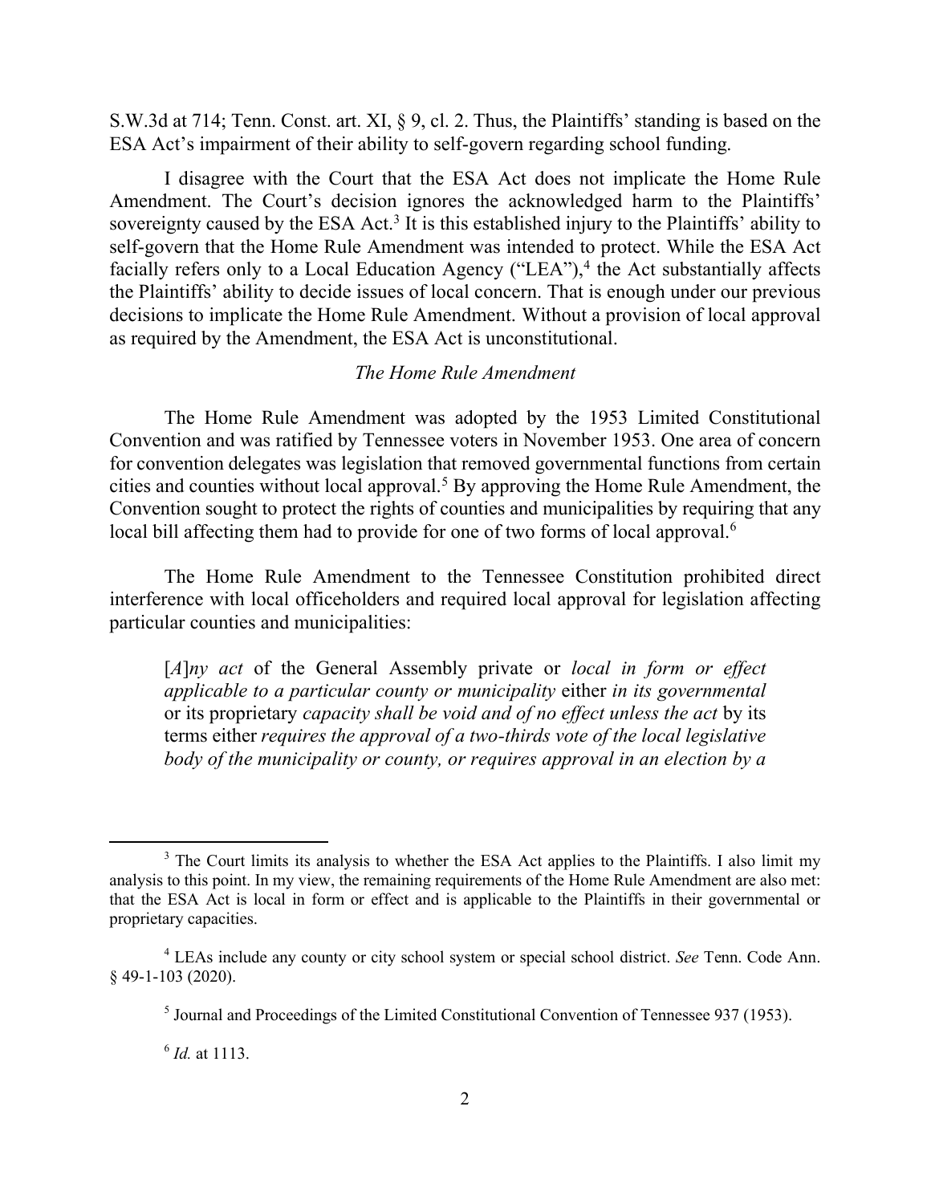S.W.3d at 714; Tenn. Const. art. XI, § 9, cl. 2. Thus, the Plaintiffs' standing is based on the ESA Act's impairment of their ability to self-govern regarding school funding.

I disagree with the Court that the ESA Act does not implicate the Home Rule Amendment. The Court's decision ignores the acknowledged harm to the Plaintiffs' sovereignty caused by the ESA Act.[3] It is this established injury to the Plaintiffs' ability to self-govern that the Home Rule Amendment was intended to protect. While the ESA Act facially refers only to a Local Education Agency ("LEA"),[4] the Act substantially affects the Plaintiffs' ability to decide issues of local concern. That is enough under our previous decisions to implicate the Home Rule Amendment. Without a provision of local approval as required by the Amendment, the ESA Act is unconstitutional.

*The Home Rule Amendment*

The Home Rule Amendment was adopted by the 1953 Limited Constitutional Convention and was ratified by Tennessee voters in November 1953. One area of concern for convention delegates was legislation that removed governmental functions from certain cities and counties without local approval.[5] By approving the Home Rule Amendment, the Convention sought to protect the rights of counties and municipalities by requiring that any local bill affecting them had to provide for one of two forms of local approval.[6]

The Home Rule Amendment to the Tennessee Constitution prohibited direct interference with local officeholders and required local approval for legislation affecting particular counties and municipalities:

> [*A*]*ny act* of the General Assembly private or *local in form or effect applicable to a particular county or municipality* either *in its governmental* or its proprietary *capacity shall be void and of no effect unless the act* by its terms either *requires the approval of a two-thirds vote of the local legislative body of the municipality or county, or requires approval in an election by a*

---

[3] The Court limits its analysis to whether the ESA Act applies to the Plaintiffs. I also limit my analysis to this point. In my view, the remaining requirements of the Home Rule Amendment are also met: that the ESA Act is local in form or effect and is applicable to the Plaintiffs in their governmental or proprietary capacities.

[4] LEAs include any county or city school system or special school district. *See* Tenn. Code Ann. § 49-1-103 (2020).

[5] Journal and Proceedings of the Limited Constitutional Convention of Tennessee 937 (1953).

[6] *Id.* at 1113.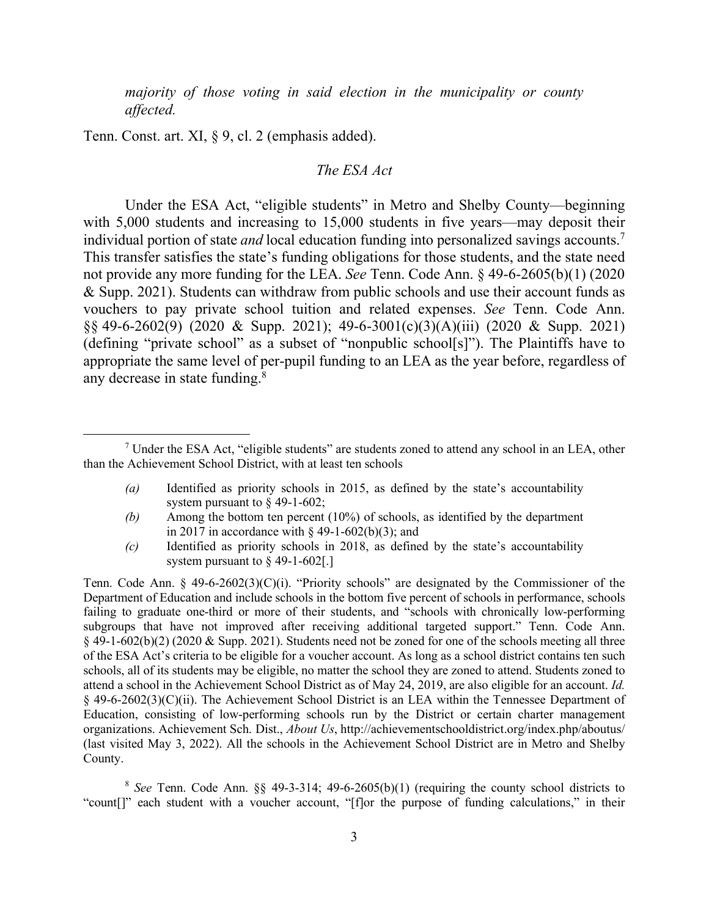*majority of those voting in said election in the municipality or county affected.*

Tenn. Const. art. XI, § 9, cl. 2 (emphasis added).

*The ESA Act*

Under the ESA Act, "eligible students" in Metro and Shelby County—beginning with 5,000 students and increasing to 15,000 students in five years—may deposit their individual portion of state *and* local education funding into personalized savings accounts.[7] This transfer satisfies the state's funding obligations for those students, and the state need not provide any more funding for the LEA. *See* Tenn. Code Ann. § 49-6-2605(b)(1) (2020 & Supp. 2021). Students can withdraw from public schools and use their account funds as vouchers to pay private school tuition and related expenses. *See* Tenn. Code Ann. §§ 49-6-2602(9) (2020 & Supp. 2021); 49-6-3001(c)(3)(A)(iii) (2020 & Supp. 2021) (defining "private school" as a subset of "nonpublic school[s]"). The Plaintiffs have to appropriate the same level of per-pupil funding to an LEA as the year before, regardless of any decrease in state funding.[8]

---

[7] Under the ESA Act, "eligible students" are students zoned to attend any school in an LEA, other than the Achievement School District, with at least ten schools

> *(a)* Identified as priority schools in 2015, as defined by the state's accountability system pursuant to § 49-1-602;
>
> *(b)* Among the bottom ten percent (10%) of schools, as identified by the department in 2017 in accordance with § 49-1-602(b)(3); and
>
> *(c)* Identified as priority schools in 2018, as defined by the state's accountability system pursuant to § 49-1-602[.]

Tenn. Code Ann. § 49-6-2602(3)(C)(i). "Priority schools" are designated by the Commissioner of the Department of Education and include schools in the bottom five percent of schools in performance, schools failing to graduate one-third or more of their students, and "schools with chronically low-performing subgroups that have not improved after receiving additional targeted support." Tenn. Code Ann. § 49-1-602(b)(2) (2020 & Supp. 2021). Students need not be zoned for one of the schools meeting all three of the ESA Act's criteria to be eligible for a voucher account. As long as a school district contains ten such schools, all of its students may be eligible, no matter the school they are zoned to attend. Students zoned to attend a school in the Achievement School District as of May 24, 2019, are also eligible for an account. *Id.* § 49-6-2602(3)(C)(ii). The Achievement School District is an LEA within the Tennessee Department of Education, consisting of low-performing schools run by the District or certain charter management organizations. Achievement Sch. Dist., *About Us*, http://achievementschooldistrict.org/index.php/aboutus/ (last visited May 3, 2022). All the schools in the Achievement School District are in Metro and Shelby County.

[8] *See* Tenn. Code Ann. §§ 49-3-314; 49-6-2605(b)(1) (requiring the county school districts to "count[]" each student with a voucher account, "[f]or the purpose of funding calculations," in their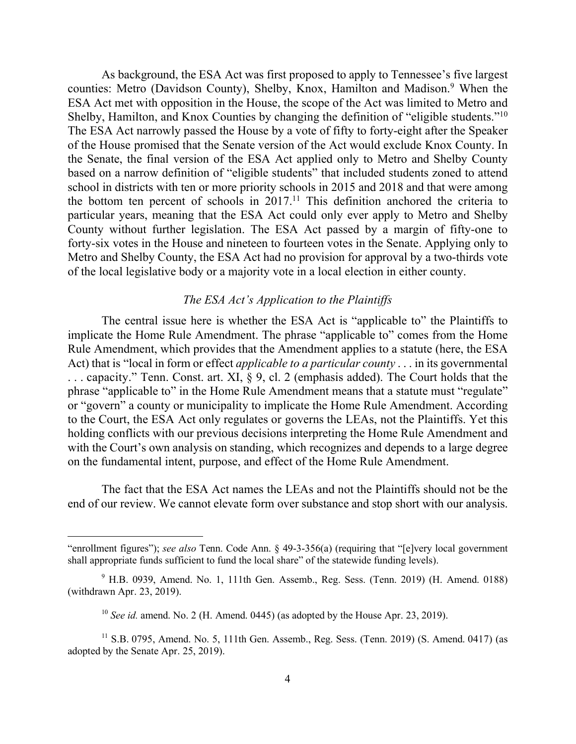As background, the ESA Act was first proposed to apply to Tennessee's five largest counties: Metro (Davidson County), Shelby, Knox, Hamilton and Madison.[9] When the ESA Act met with opposition in the House, the scope of the Act was limited to Metro and Shelby, Hamilton, and Knox Counties by changing the definition of "eligible students."[10] The ESA Act narrowly passed the House by a vote of fifty to forty-eight after the Speaker of the House promised that the Senate version of the Act would exclude Knox County. In the Senate, the final version of the ESA Act applied only to Metro and Shelby County based on a narrow definition of "eligible students" that included students zoned to attend school in districts with ten or more priority schools in 2015 and 2018 and that were among the bottom ten percent of schools in 2017.[11] This definition anchored the criteria to particular years, meaning that the ESA Act could only ever apply to Metro and Shelby County without further legislation. The ESA Act passed by a margin of fifty-one to forty-six votes in the House and nineteen to fourteen votes in the Senate. Applying only to Metro and Shelby County, the ESA Act had no provision for approval by a two-thirds vote of the local legislative body or a majority vote in a local election in either county.

### *The ESA Act's Application to the Plaintiffs*

The central issue here is whether the ESA Act is "applicable to" the Plaintiffs to implicate the Home Rule Amendment. The phrase "applicable to" comes from the Home Rule Amendment, which provides that the Amendment applies to a statute (here, the ESA Act) that is "local in form or effect *applicable to a particular county* . . . in its governmental . . . capacity." Tenn. Const. art. XI, § 9, cl. 2 (emphasis added). The Court holds that the phrase "applicable to" in the Home Rule Amendment means that a statute must "regulate" or "govern" a county or municipality to implicate the Home Rule Amendment. According to the Court, the ESA Act only regulates or governs the LEAs, not the Plaintiffs. Yet this holding conflicts with our previous decisions interpreting the Home Rule Amendment and with the Court's own analysis on standing, which recognizes and depends to a large degree on the fundamental intent, purpose, and effect of the Home Rule Amendment.

The fact that the ESA Act names the LEAs and not the Plaintiffs should not be the end of our review. We cannot elevate form over substance and stop short with our analysis.

---

"enrollment figures"); *see also* Tenn. Code Ann. § 49-3-356(a) (requiring that "[e]very local government shall appropriate funds sufficient to fund the local share" of the statewide funding levels).

[9] H.B. 0939, Amend. No. 1, 111th Gen. Assemb., Reg. Sess. (Tenn. 2019) (H. Amend. 0188) (withdrawn Apr. 23, 2019).

[10] *See id.* amend. No. 2 (H. Amend. 0445) (as adopted by the House Apr. 23, 2019).

[11] S.B. 0795, Amend. No. 5, 111th Gen. Assemb., Reg. Sess. (Tenn. 2019) (S. Amend. 0417) (as adopted by the Senate Apr. 25, 2019).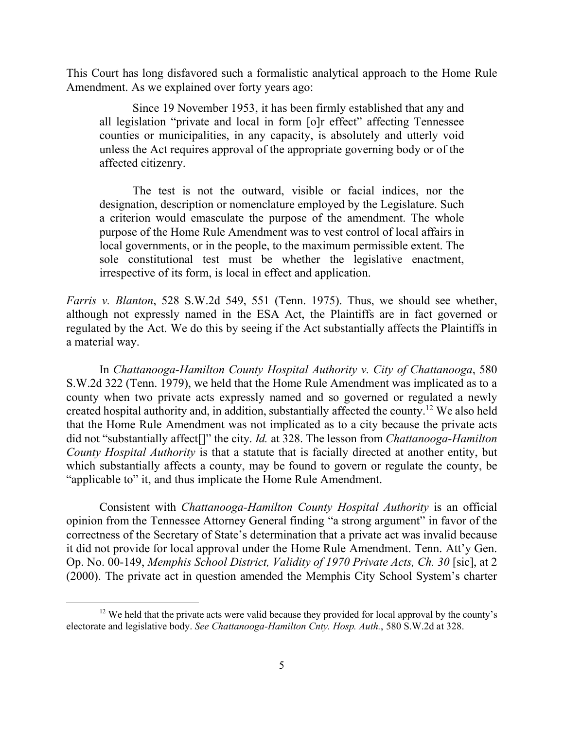This Court has long disfavored such a formalistic analytical approach to the Home Rule Amendment. As we explained over forty years ago:

> Since 19 November 1953, it has been firmly established that any and all legislation "private and local in form [o]r effect" affecting Tennessee counties or municipalities, in any capacity, is absolutely and utterly void unless the Act requires approval of the appropriate governing body or of the affected citizenry.
>
> The test is not the outward, visible or facial indices, nor the designation, description or nomenclature employed by the Legislature. Such a criterion would emasculate the purpose of the amendment. The whole purpose of the Home Rule Amendment was to vest control of local affairs in local governments, or in the people, to the maximum permissible extent. The sole constitutional test must be whether the legislative enactment, irrespective of its form, is local in effect and application.

*Farris v. Blanton*, 528 S.W.2d 549, 551 (Tenn. 1975). Thus, we should see whether, although not expressly named in the ESA Act, the Plaintiffs are in fact governed or regulated by the Act. We do this by seeing if the Act substantially affects the Plaintiffs in a material way.

In *Chattanooga-Hamilton County Hospital Authority v. City of Chattanooga*, 580 S.W.2d 322 (Tenn. 1979), we held that the Home Rule Amendment was implicated as to a county when two private acts expressly named and so governed or regulated a newly created hospital authority and, in addition, substantially affected the county.[12] We also held that the Home Rule Amendment was not implicated as to a city because the private acts did not "substantially affect[]" the city. *Id.* at 328. The lesson from *Chattanooga-Hamilton County Hospital Authority* is that a statute that is facially directed at another entity, but which substantially affects a county, may be found to govern or regulate the county, be "applicable to" it, and thus implicate the Home Rule Amendment.

Consistent with *Chattanooga-Hamilton County Hospital Authority* is an official opinion from the Tennessee Attorney General finding "a strong argument" in favor of the correctness of the Secretary of State's determination that a private act was invalid because it did not provide for local approval under the Home Rule Amendment. Tenn. Att'y Gen. Op. No. 00-149, *Memphis School District, Validity of 1970 Private Acts, Ch. 30* [sic], at 2 (2000). The private act in question amended the Memphis City School System's charter

---

[12] We held that the private acts were valid because they provided for local approval by the county's electorate and legislative body. *See Chattanooga-Hamilton Cnty. Hosp. Auth.*, 580 S.W.2d at 328.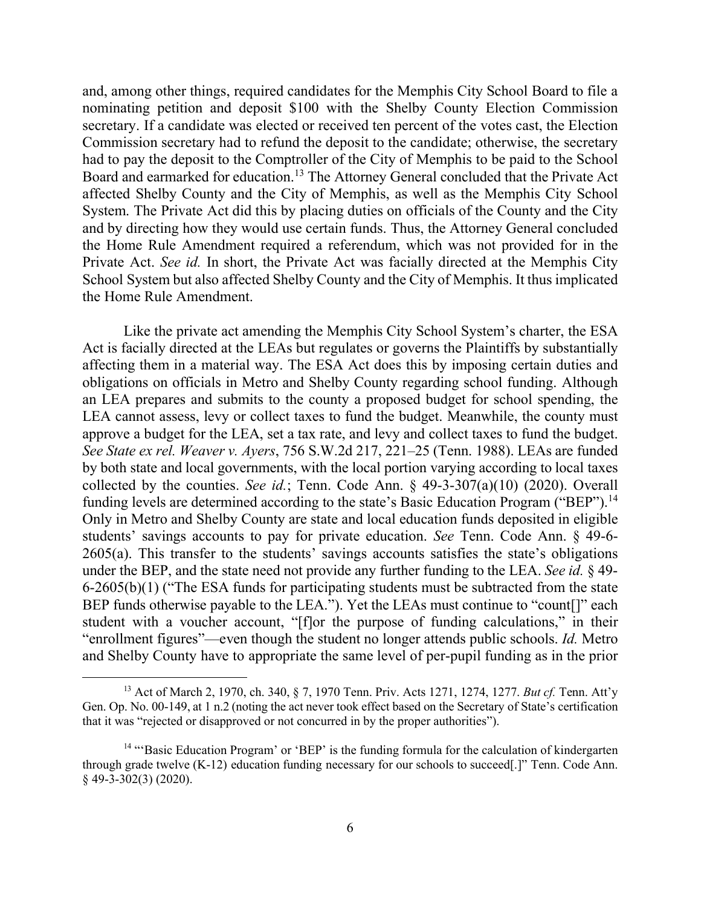and, among other things, required candidates for the Memphis City School Board to file a nominating petition and deposit $100 with the Shelby County Election Commission secretary. If a candidate was elected or received ten percent of the votes cast, the Election Commission secretary had to refund the deposit to the candidate; otherwise, the secretary had to pay the deposit to the Comptroller of the City of Memphis to be paid to the School Board and earmarked for education.[13] The Attorney General concluded that the Private Act affected Shelby County and the City of Memphis, as well as the Memphis City School System. The Private Act did this by placing duties on officials of the County and the City and by directing how they would use certain funds. Thus, the Attorney General concluded the Home Rule Amendment required a referendum, which was not provided for in the Private Act. *See id.* In short, the Private Act was facially directed at the Memphis City School System but also affected Shelby County and the City of Memphis. It thus implicated the Home Rule Amendment.

Like the private act amending the Memphis City School System's charter, the ESA Act is facially directed at the LEAs but regulates or governs the Plaintiffs by substantially affecting them in a material way. The ESA Act does this by imposing certain duties and obligations on officials in Metro and Shelby County regarding school funding. Although an LEA prepares and submits to the county a proposed budget for school spending, the LEA cannot assess, levy or collect taxes to fund the budget. Meanwhile, the county must approve a budget for the LEA, set a tax rate, and levy and collect taxes to fund the budget. *See State ex rel. Weaver v. Ayers*, 756 S.W.2d 217, 221–25 (Tenn. 1988). LEAs are funded by both state and local governments, with the local portion varying according to local taxes collected by the counties. *See id.*; Tenn. Code Ann. § 49-3-307(a)(10) (2020). Overall funding levels are determined according to the state's Basic Education Program ("BEP").[14] Only in Metro and Shelby County are state and local education funds deposited in eligible students' savings accounts to pay for private education. *See* Tenn. Code Ann. § 49-6-2605(a). This transfer to the students' savings accounts satisfies the state's obligations under the BEP, and the state need not provide any further funding to the LEA. *See id.* § 49-6-2605(b)(1) ("The ESA funds for participating students must be subtracted from the state BEP funds otherwise payable to the LEA."). Yet the LEAs must continue to "count[]" each student with a voucher account, "[f]or the purpose of funding calculations," in their "enrollment figures"—even though the student no longer attends public schools. *Id.* Metro and Shelby County have to appropriate the same level of per-pupil funding as in the prior

---

[13] Act of March 2, 1970, ch. 340, § 7, 1970 Tenn. Priv. Acts 1271, 1274, 1277. *But cf.* Tenn. Att'y Gen. Op. No. 00-149, at 1 n.2 (noting the act never took effect based on the Secretary of State's certification that it was "rejected or disapproved or not concurred in by the proper authorities").

[14] "'Basic Education Program' or 'BEP' is the funding formula for the calculation of kindergarten through grade twelve (K-12) education funding necessary for our schools to succeed[.]" Tenn. Code Ann. § 49-3-302(3) (2020).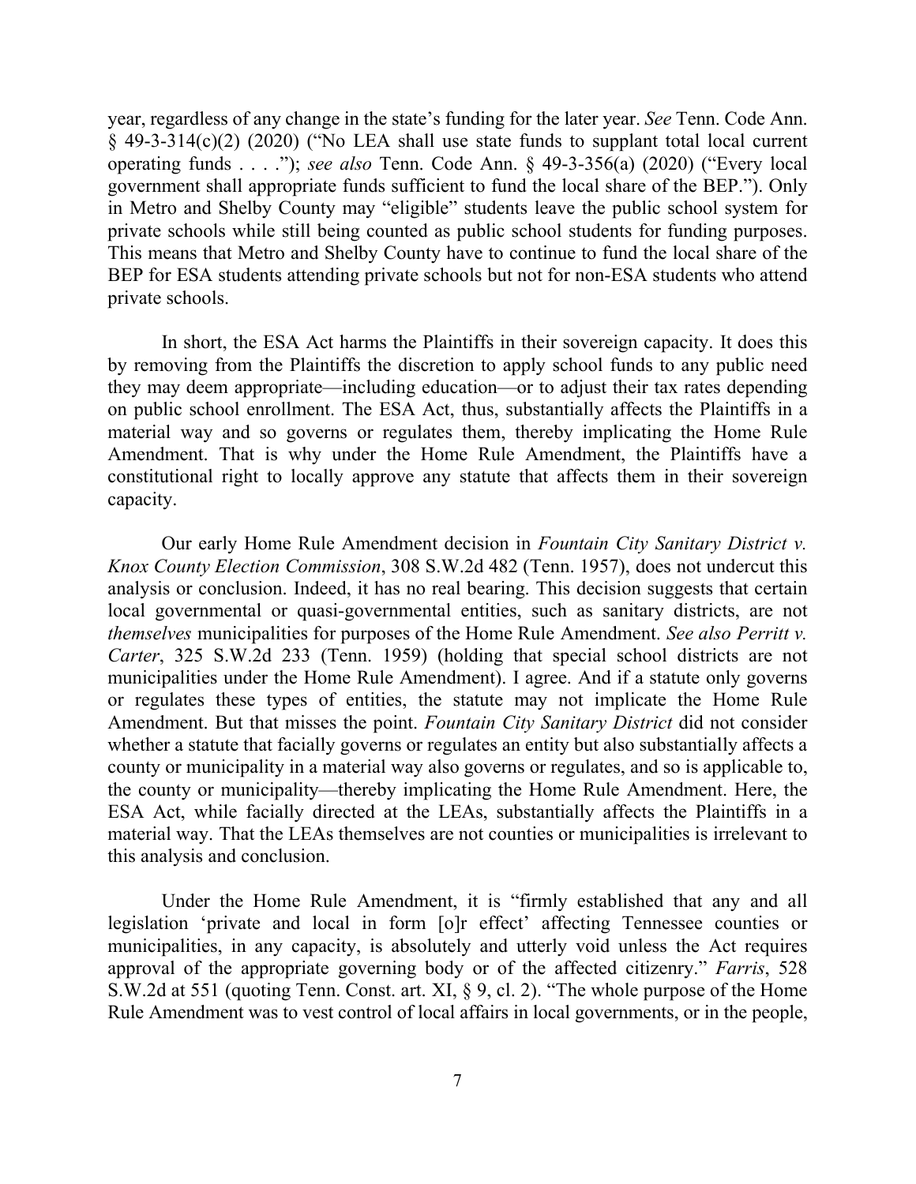year, regardless of any change in the state's funding for the later year. *See* Tenn. Code Ann. § 49-3-314(c)(2) (2020) ("No LEA shall use state funds to supplant total local current operating funds . . . ."); *see also* Tenn. Code Ann. § 49-3-356(a) (2020) ("Every local government shall appropriate funds sufficient to fund the local share of the BEP."). Only in Metro and Shelby County may "eligible" students leave the public school system for private schools while still being counted as public school students for funding purposes. This means that Metro and Shelby County have to continue to fund the local share of the BEP for ESA students attending private schools but not for non-ESA students who attend private schools.

In short, the ESA Act harms the Plaintiffs in their sovereign capacity. It does this by removing from the Plaintiffs the discretion to apply school funds to any public need they may deem appropriate—including education—or to adjust their tax rates depending on public school enrollment. The ESA Act, thus, substantially affects the Plaintiffs in a material way and so governs or regulates them, thereby implicating the Home Rule Amendment. That is why under the Home Rule Amendment, the Plaintiffs have a constitutional right to locally approve any statute that affects them in their sovereign capacity.

Our early Home Rule Amendment decision in *Fountain City Sanitary District v. Knox County Election Commission*, 308 S.W.2d 482 (Tenn. 1957), does not undercut this analysis or conclusion. Indeed, it has no real bearing. This decision suggests that certain local governmental or quasi-governmental entities, such as sanitary districts, are not *themselves* municipalities for purposes of the Home Rule Amendment. *See also Perritt v. Carter*, 325 S.W.2d 233 (Tenn. 1959) (holding that special school districts are not municipalities under the Home Rule Amendment). I agree. And if a statute only governs or regulates these types of entities, the statute may not implicate the Home Rule Amendment. But that misses the point. *Fountain City Sanitary District* did not consider whether a statute that facially governs or regulates an entity but also substantially affects a county or municipality in a material way also governs or regulates, and so is applicable to, the county or municipality—thereby implicating the Home Rule Amendment. Here, the ESA Act, while facially directed at the LEAs, substantially affects the Plaintiffs in a material way. That the LEAs themselves are not counties or municipalities is irrelevant to this analysis and conclusion.

Under the Home Rule Amendment, it is "firmly established that any and all legislation 'private and local in form [o]r effect' affecting Tennessee counties or municipalities, in any capacity, is absolutely and utterly void unless the Act requires approval of the appropriate governing body or of the affected citizenry." *Farris*, 528 S.W.2d at 551 (quoting Tenn. Const. art. XI, § 9, cl. 2). "The whole purpose of the Home Rule Amendment was to vest control of local affairs in local governments, or in the people,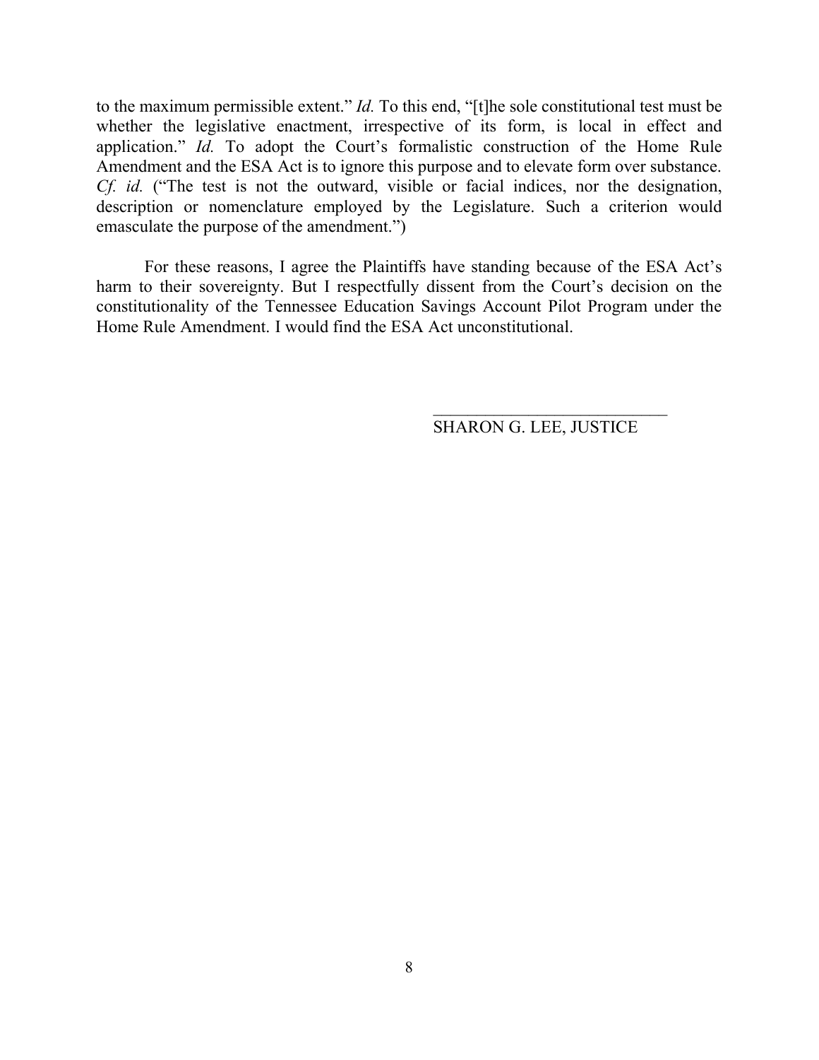to the maximum permissible extent." *Id.* To this end, "[t]he sole constitutional test must be whether the legislative enactment, irrespective of its form, is local in effect and application." *Id.* To adopt the Court's formalistic construction of the Home Rule Amendment and the ESA Act is to ignore this purpose and to elevate form over substance. *Cf. id.* ("The test is not the outward, visible or facial indices, nor the designation, description or nomenclature employed by the Legislature. Such a criterion would emasculate the purpose of the amendment.")

For these reasons, I agree the Plaintiffs have standing because of the ESA Act's harm to their sovereignty. But I respectfully dissent from the Court's decision on the constitutionality of the Tennessee Education Savings Account Pilot Program under the Home Rule Amendment. I would find the ESA Act unconstitutional.

\_\_\_\_\_\_\_\_\_\_\_\_\_\_\_\_\_\_\_\_\_\_\_\_\_\_\_\_

SHARON G. LEE, JUSTICE